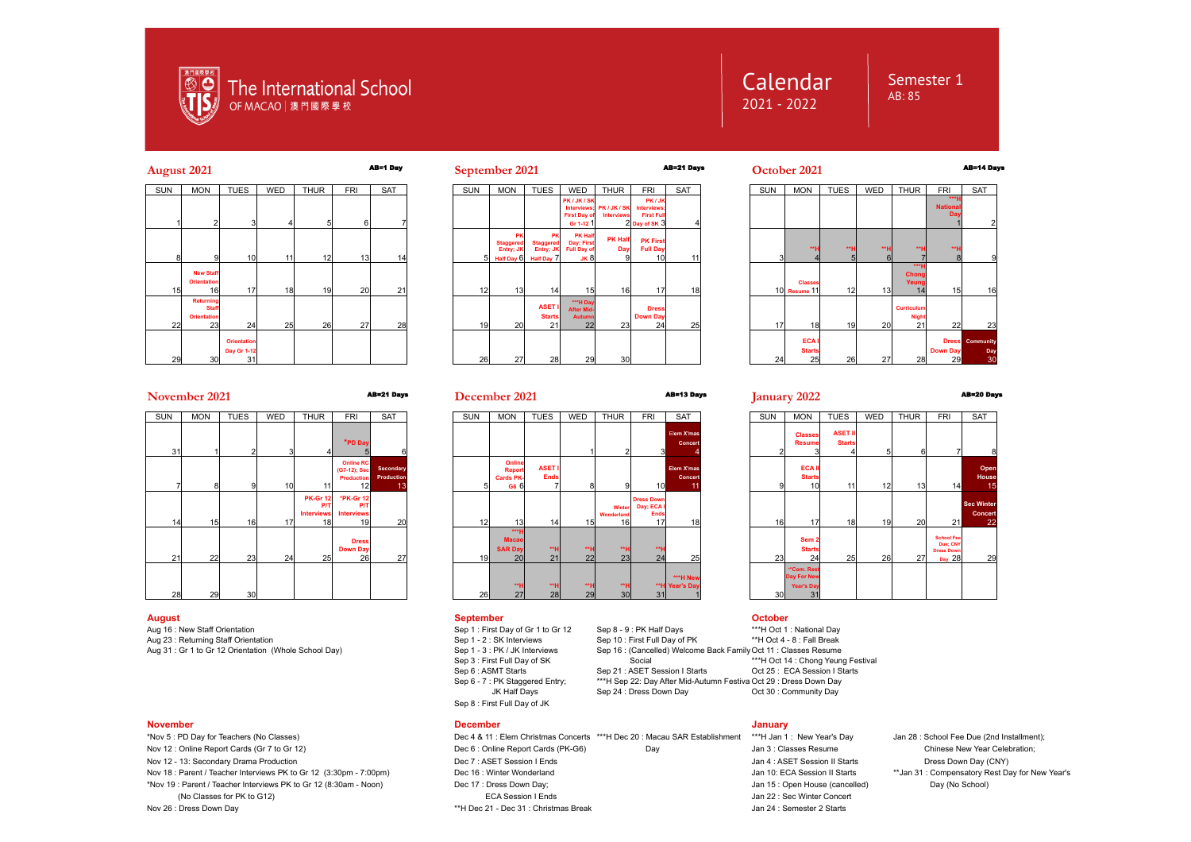# The International School OF MACAO | 澳門國際學校

## Calendar 2021 - 2022

### Semester 1
AB: 85

## August 2021
AB=1 Day

| SUN | MON | TUES | WED | THUR | FRI | SAT |
|---|---|---|---|---|---|---|
| 1 | 2 | 3 | 4 | 5 | 6 | 7 |
| 8 | 9 | 10 | 11 | 12 | 13 | 14 |
| 15 | New Staff Orientation 16 | 17 | 18 | 19 | 20 | 21 |
| 22 | Returning Staff Orientation 23 | 24 | 25 | 26 | 27 | 28 |
| 29 | 30 | Orientation Day Gr 1-12 31 | | | | |

## September 2021
AB=21 Days

| SUN | MON | TUES | WED | THUR | FRI | SAT |
|---|---|---|---|---|---|---|
| | | | PK / JK / SK Interviews; First Day of Gr 1-12 1 | PK / JK / SK Interviews 2 | PK / JK Interviews; First Full Day of SK 3 | 4 |
| 5 | PK Staggered Entry; JK Half Day 6 | PK Staggered Entry; JK Half Day 7 | PK Half Day; First Full Day of JK 8 | PK Half Day 9 | PK First Full Day 10 | 11 |
| 12 | 13 | 14 | 15 | 16 | 17 | 18 |
| 19 | 20 | ASET I Starts 21 | ***H Day After Mid-Autumn 22 | 23 | Dress Down Day 24 | 25 |
| 26 | 27 | 28 | 29 | 30 | | |

## October 2021
AB=14 Days

| SUN | MON | TUES | WED | THUR | FRI | SAT |
|---|---|---|---|---|---|---|
| | | | | | ***H National Day 1 | 2 |
| 3 | **H 4 | **H 5 | **H 6 | **H 7 | **H 8 | 9 |
| 10 | Classes Resume 11 | 12 | 13 | ***H Chong Yeung 14 | 15 | 16 |
| 17 | 18 | 19 | 20 | Curriculum Night 21 | 22 | 23 |
| 24 | ECA I Starts 25 | 26 | 27 | 28 | Dress Down Day 29 | Community Day 30 |

## November 2021
AB=21 Days

| SUN | MON | TUES | WED | THUR | FRI | SAT |
|---|---|---|---|---|---|---|
| 31 | 1 | 2 | 3 | 4 | *PD Day 5 | 6 |
| 7 | 8 | 9 | 10 | 11 | Online RC (G7-12); Sec Production 12 | Secondary Production 13 |
| 14 | 15 | 16 | 17 | PK-Gr 12 P/T Interviews 18 | *PK-Gr 12 P/T Interviews 19 | 20 |
| 21 | 22 | 23 | 24 | 25 | Dress Down Day 26 | 27 |
| 28 | 29 | 30 | | | | |

## December 2021
AB=13 Days

| SUN | MON | TUES | WED | THUR | FRI | SAT |
|---|---|---|---|---|---|---|
| | | | 1 | 2 | 3 | Elem X'mas Concert 4 |
| 5 | Online Report Cards PK-G6 6 | ASET I Ends 7 | 8 | 9 | 10 | Elem X'mas Concert 11 |
| 12 | 13 | 14 | 15 | Winter Wonderland 16 | Dress Down Day; ECA I Ends 17 | 18 |
| 19 | ***H Macao SAR Day 20 | **H 21 | **H 22 | **H 23 | **H 24 | 25 |
| 26 | **H 27 | **H 28 | **H 29 | **H 30 | **H 31 | ***H New Year's Day 1 |

## January 2022
AB=20 Days

| SUN | MON | TUES | WED | THUR | FRI | SAT |
|---|---|---|---|---|---|---|
| 2 | Classes Resume 3 | ASET II Starts 4 | 5 | 6 | 7 | 8 |
| 9 | ECA II Starts 10 | 11 | 12 | 13 | 14 | Open House 15 |
| 16 | 17 | 18 | 19 | 20 | 21 | Sec Winter Concert 22 |
| 23 | Sem 2 Starts 24 | 25 | 26 | 27 | School Fee Due; CNY Dress Down Day 28 | 29 |
| 30 | **Com. Rest Day For New Year's Day 31 | | | | | |

### August
Aug 16 : New Staff Orientation
Aug 23 : Returning Staff Orientation
Aug 31 : Gr 1 to Gr 12 Orientation (Whole School Day)

### September
Sep 1 : First Day of Gr 1 to Gr 12
Sep 1 - 2 : SK Interviews
Sep 1 - 3 : PK / JK Interviews
Sep 3 : First Full Day of SK
Sep 6 : ASMT Starts
Sep 6 - 7 : PK Staggered Entry; JK Half Days
Sep 8 : First Full Day of JK
Sep 8 - 9 : PK Half Days
Sep 10 : First Full Day of PK
Sep 16 : (Cancelled) Welcome Back Family Social
Sep 21 : ASET Session I Starts
***H Sep 22: Day After Mid-Autumn Festival
Sep 24 : Dress Down Day

### October
***H Oct 1 : National Day
**H Oct 4 - 8 : Fall Break
Oct 11 : Classes Resume
***H Oct 14 : Chong Yeung Festival
Oct 25 : ECA Session I Starts
Oct 29 : Dress Down Day
Oct 30 : Community Day

### November
*Nov 5 : PD Day for Teachers (No Classes)
Nov 12 : Online Report Cards (Gr 7 to Gr 12)
Nov 12 - 13: Secondary Drama Production
Nov 18 : Parent / Teacher Interviews PK to Gr 12 (3:30pm - 7:00pm)
*Nov 19 : Parent / Teacher Interviews PK to Gr 12 (8:30am - Noon) (No Classes for PK to G12)
Nov 26 : Dress Down Day

### December
Dec 4 & 11 : Elem Christmas Concerts
Dec 6 : Online Report Cards (PK-G6)
Dec 7 : ASET Session I Ends
Dec 16 : Winter Wonderland
Dec 17 : Dress Down Day; ECA Session I Ends
**H Dec 21 - Dec 31 : Christmas Break
***H Dec 20 : Macau SAR Establishment Day

### January
***H Jan 1 : New Year's Day
Jan 3 : Classes Resume
Jan 4 : ASET Session II Starts
Jan 10: ECA Session II Starts
Jan 15 : Open House (cancelled)
Jan 22 : Sec Winter Concert
Jan 24 : Semester 2 Starts
Jan 28 : School Fee Due (2nd Installment); Chinese New Year Celebration; Dress Down Day (CNY)
**Jan 31 : Compensatory Rest Day for New Year's Day (No School)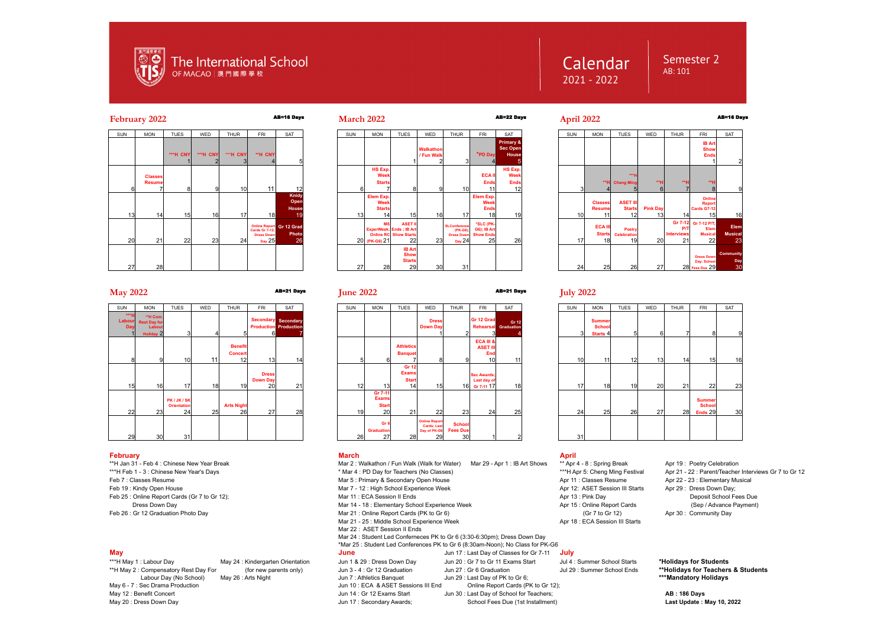# The International School OF MACAO | 澳門國際學校

# Calendar 2021 - 2022

Semester 2
AB: 101

## February 2022

AB=16 Days

| SUN | MON | TUES | WED | THUR | FRI | SAT |
|---|---|---|---|---|---|---|
| | | ***H CNY 1 | ***H CNY 2 | ***H CNY 3 | **H CNY 4 | 5 |
| 6 | Classes Resume 7 | 8 | 9 | 10 | 11 | 12 |
| 13 | 14 | 15 | 16 | 17 | 18 | Kindy Open House 19 |
| 20 | 21 | 22 | 23 | 24 | Online Report Cards Gr 7-12; Dress Down Day 25 | Gr 12 Grad Photo 26 |
| 27 | 28 | | | | | |

## March 2022

AB=22 Days

| SUN | MON | TUES | WED | THUR | FRI | SAT |
|---|---|---|---|---|---|---|
| | | 1 | Walkathon / Fun Walk 2 | 3 | *PD Day 4 | Primary & Sec Open House 5 |
| 6 | HS Exp. Week Starts 7 | 8 | 9 | 10 | ECA II Ends 11 | HS Exp. Week Ends 12 |
| 13 | Elem Exp. Week Starts 14 | 15 | 16 | 17 | Elem Exp. Week Ends 18 | 19 |
| 20 | MS ExperWeek; Online RC (PK-G6) 21 | ASET II Ends ; IB Art Show Starts 22 | 23 | SLConference (PK-G6); Dress Down Day 24 | *SLC (PK-G6); IB Art Show Ends 25 | 26 |
| 27 | 28 | IB Art Show Starts 29 | 30 | 31 | | |

## April 2022

AB=16 Days

| SUN | MON | TUES | WED | THUR | FRI | SAT |
|---|---|---|---|---|---|---|
| | | | | | IB Art Show Ends 1 | 2 |
| 3 | **H 4 | ***H Cheng Ming 5 | **H 6 | **H 7 | **H 8 | 9 |
| 10 | Classes Resume 11 | ASET III Starts 12 | Pink Day 13 | 14 | Online Report Cards G7-12 15 | 16 |
| 17 | ECA III Starts 18 | Poetry Celebration 19 | 20 | Gr 7-12 P/T Interviews 21 | Gr 7-12 P/T; Elem Musical 22 | Elem Musical 23 |
| 24 | 25 | 26 | 27 | 28 | Dress Down Day; School Fees Due 29 | Community Day 30 |

## May 2022

AB=21 Days

| SUN | MON | TUES | WED | THUR | FRI | SAT |
|---|---|---|---|---|---|---|
| ***H Labour Day 1 | **H Com. Rest Day for Labour Holiday 2 | 3 | 4 | 5 | Secondary Production 6 | Secondary Production 7 |
| 8 | 9 | 10 | 11 | Benefit Concert 12 | 13 | 14 |
| 15 | 16 | 17 | 18 | 19 | Dress Down Day 20 | 21 |
| 22 | 23 | PK / JK / SK Orientation 24 | 25 | Arts Night 26 | 27 | 28 |
| 29 | 30 | 31 | | | | |

## June 2022

AB=21 Days

| SUN | MON | TUES | WED | THUR | FRI | SAT |
|---|---|---|---|---|---|---|
| | | | Dress Down Day 1 | 2 | Gr 12 Grad Rehearsal 3 | Gr 12 Graduation 4 |
| 5 | 6 | Athletics Banquet 7 | 8 | 9 | ECA III & ASET III End 10 | 11 |
| 12 | 13 | Gr 12 Exams Start 14 | 15 | 16 | Sec Awards; Last day of Gr 7-11 17 | 18 |
| 19 | Gr 7-11 Exams Start 20 | 21 | 22 | 23 | 24 | 25 |
| 26 | Gr 6 Graduation 27 | 28 | Online Report Cards; Last Day of PK-G6 29 | School Fees Due 30 | 1 | 2 |

## July 2022

| SUN | MON | TUES | WED | THUR | FRI | SAT |
|---|---|---|---|---|---|---|
| 3 | Summer School Starts 4 | 5 | 6 | 7 | 8 | 9 |
| 10 | 11 | 12 | 13 | 14 | 15 | 16 |
| 17 | 18 | 19 | 20 | 21 | 22 | 23 |
| 24 | 25 | 26 | 27 | 28 | Summer School Ends 29 | 30 |
| 31 | | | | | | |

### February

**H Jan 31 - Feb 4 : Chinese New Year Break
***H Feb 1 - 3 : Chinese New Year's Days
Feb 7 : Classes Resume
Feb 19 : Kindy Open House
Feb 25 : Online Report Cards (Gr 7 to Gr 12); Dress Down Day
Feb 26 : Gr 12 Graduation Photo Day

### March

Mar 2 : Walkathon / Fun Walk (Walk for Water)
* Mar 4 : PD Day for Teachers (No Classes)
Mar 5 : Primary & Secondary Open House
Mar 7 - 12 : High School Experience Week
Mar 11 : ECA Session II Ends
Mar 14 - 18 : Elementary School Experience Week
Mar 21 : Online Report Cards (PK to Gr 6)
Mar 21 - 25 : Middle School Experience Week
Mar 22 : ASET Session II Ends
Mar 24 : Student Led Conferences PK to Gr 6 (3:30-6:30pm); Dress Down Day
*Mar 25 : Student Led Conferences PK to Gr 6 (8:30am-Noon); No Class for PK-G6
Mar 29 - Apr 1 : IB Art Shows

### April

** Apr 4 - 8 : Spring Break
***H Apr 5: Cheng Ming Festival
Apr 11 : Classes Resume
Apr 12: ASET Session III Starts
Apr 13 : Pink Day
Apr 15 : Online Report Cards (Gr 7 to Gr 12)
Apr 18 : ECA Session III Starts
Apr 19 : Poetry Celebration
Apr 21 - 22 : Parent/Teacher Interviews Gr 7 to Gr 12
Apr 22 - 23 : Elementary Musical
Apr 29 : Dress Down Day; Deposit School Fees Due (Sep / Advance Payment)
Apr 30 : Community Day

### May

***H May 1 : Labour Day
**H May 2 : Compensatory Rest Day For Labour Day (No School)
May 6 - 7 : Sec Drama Production
May 12 : Benefit Concert
May 20 : Dress Down Day
May 24 : Kindergarten Orientation (for new parents only)
May 26 : Arts Night

### June

Jun 1 & 29 : Dress Down Day
Jun 3 - 4 : Gr 12 Graduation
Jun 7 : Athletics Banquet
Jun 10 : ECA & ASET Sessions III End
Jun 14 : Gr 12 Exams Start
Jun 17 : Secondary Awards;
Jun 17 : Last Day of Classes for Gr 7-11
Jun 20 : Gr 7 to Gr 11 Exams Start
Jun 27 : Gr 6 Graduation
Jun 29 : Last Day of PK to Gr 6; Online Report Cards (PK to Gr 12);
Jun 30 : Last Day of School for Teachers; School Fees Due (1st Installment)

### July

Jul 4 : Summer School Starts
Jul 29 : Summer School Ends

**\*Holidays for Students**
**\*\*Holidays for Teachers & Students**
**\*\*\*Mandatory Holidays**

**AB : 186 Days**
**Last Update : May 10, 2022**